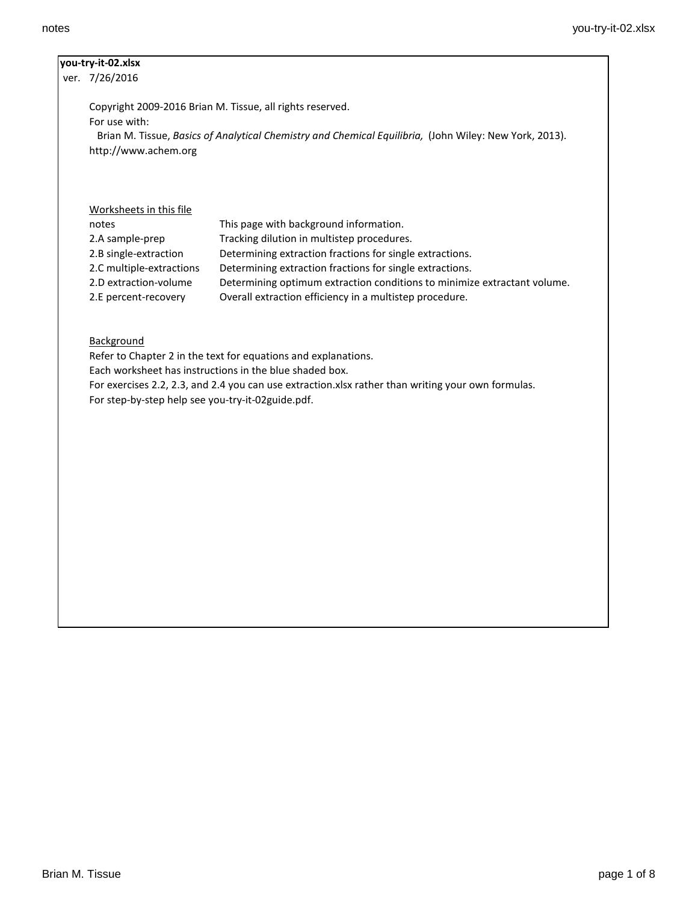**you-try-it-02.xlsx**

ver. 7/26/2016

Copyright 2009-2016 Brian M. Tissue, all rights reserved.

For use with:

Brian M. Tissue, *Basics of Analytical Chemistry and Chemical Equilibria,* (John Wiley: New York, 2013).

http://www.achem.org

Worksheets in this file

| | |
|---|---|
| notes | This page with background information. |
| 2.A sample-prep | Tracking dilution in multistep procedures. |
| 2.B single-extraction | Determining extraction fractions for single extractions. |
| 2.C multiple-extractions | Determining extraction fractions for single extractions. |
| 2.D extraction-volume | Determining optimum extraction conditions to minimize extractant volume. |
| 2.E percent-recovery | Overall extraction efficiency in a multistep procedure. |

Background

Refer to Chapter 2 in the text for equations and explanations.

Each worksheet has instructions in the blue shaded box.

For exercises 2.2, 2.3, and 2.4 you can use extraction.xlsx rather than writing your own formulas.

For step-by-step help see you-try-it-02guide.pdf.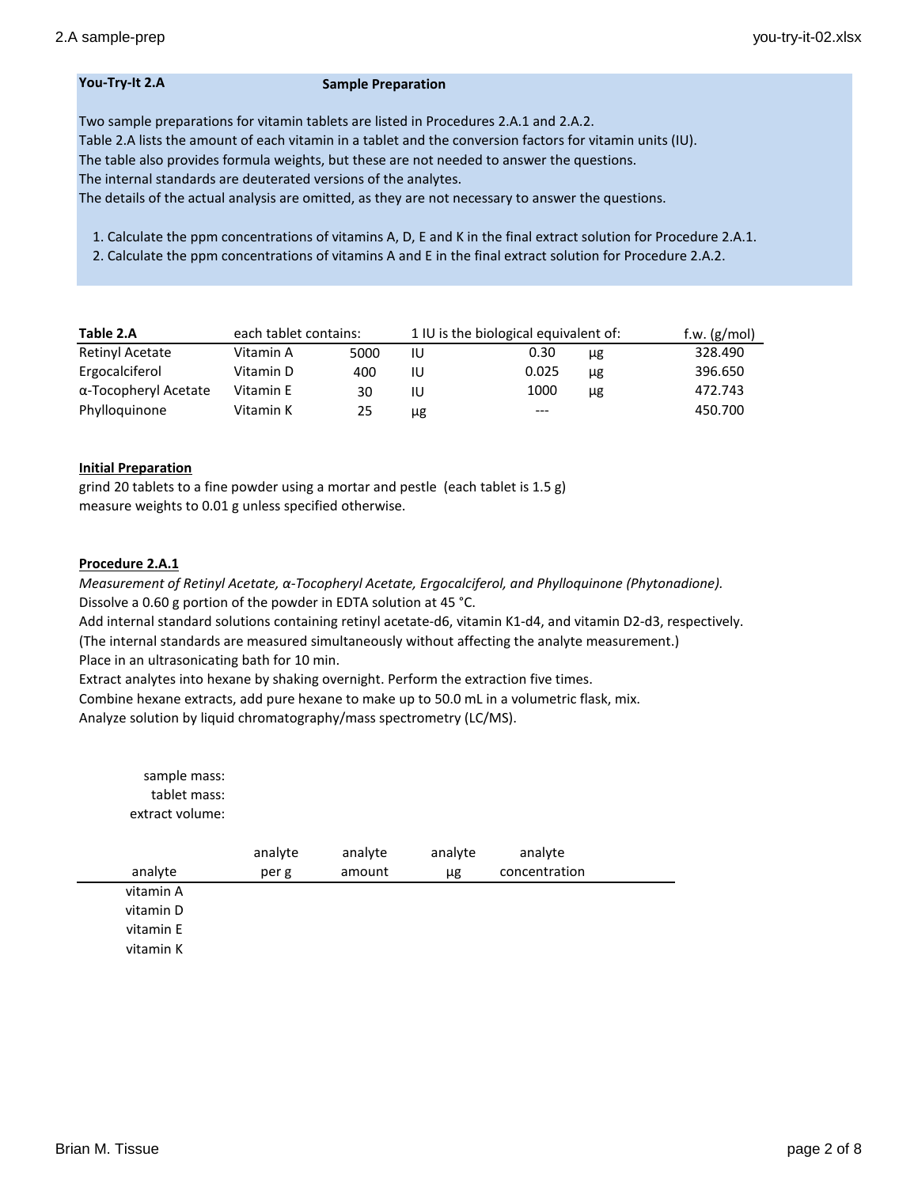**You-Try-It 2.A** **Sample Preparation**

Two sample preparations for vitamin tablets are listed in Procedures 2.A.1 and 2.A.2.
Table 2.A lists the amount of each vitamin in a tablet and the conversion factors for vitamin units (IU).
The table also provides formula weights, but these are not needed to answer the questions.
The internal standards are deuterated versions of the analytes.
The details of the actual analysis are omitted, as they are not necessary to answer the questions.

1. Calculate the ppm concentrations of vitamins A, D, E and K in the final extract solution for Procedure 2.A.1.
2. Calculate the ppm concentrations of vitamins A and E in the final extract solution for Procedure 2.A.2.

| **Table 2.A** | each tablet contains: | | | 1 IU is the biological equivalent of: | | f.w. (g/mol) |
|---|---|---|---|---|---|---|
| Retinyl Acetate | Vitamin A | 5000 | IU | 0.30 | μg | 328.490 |
| Ergocalciferol | Vitamin D | 400 | IU | 0.025 | μg | 396.650 |
| α-Tocopheryl Acetate | Vitamin E | 30 | IU | 1000 | μg | 472.743 |
| Phylloquinone | Vitamin K | 25 | μg | --- | | 450.700 |

**Initial Preparation**

grind 20 tablets to a fine powder using a mortar and pestle (each tablet is 1.5 g)
measure weights to 0.01 g unless specified otherwise.

**Procedure 2.A.1**

*Measurement of Retinyl Acetate, α-Tocopheryl Acetate, Ergocalciferol, and Phylloquinone (Phytonadione).*
Dissolve a 0.60 g portion of the powder in EDTA solution at 45 °C.
Add internal standard solutions containing retinyl acetate-d6, vitamin K1-d4, and vitamin D2-d3, respectively.
(The internal standards are measured simultaneously without affecting the analyte measurement.)
Place in an ultrasonicating bath for 10 min.
Extract analytes into hexane by shaking overnight. Perform the extraction five times.
Combine hexane extracts, add pure hexane to make up to 50.0 mL in a volumetric flask, mix.
Analyze solution by liquid chromatography/mass spectrometry (LC/MS).

sample mass:
tablet mass:
extract volume:

| analyte | analyte per g | analyte amount | analyte μg | analyte concentration |
|---|---|---|---|---|
| vitamin A | | | | |
| vitamin D | | | | |
| vitamin E | | | | |
| vitamin K | | | | |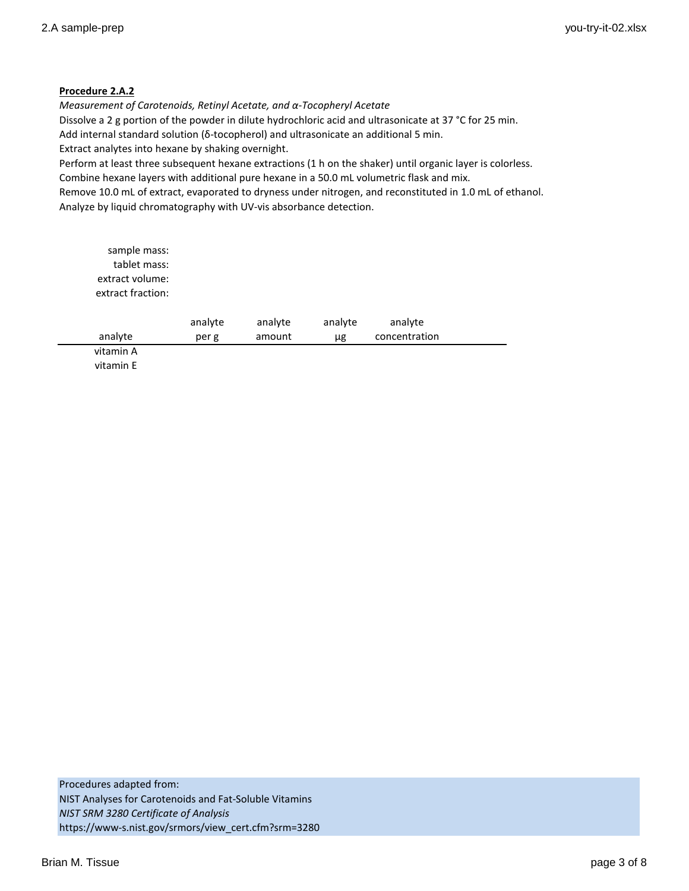**Procedure 2.A.2**

*Measurement of Carotenoids, Retinyl Acetate, and α-Tocopheryl Acetate*

Dissolve a 2 g portion of the powder in dilute hydrochloric acid and ultrasonicate at 37 °C for 25 min.
Add internal standard solution (δ-tocopherol) and ultrasonicate an additional 5 min.
Extract analytes into hexane by shaking overnight.
Perform at least three subsequent hexane extractions (1 h on the shaker) until organic layer is colorless.
Combine hexane layers with additional pure hexane in a 50.0 mL volumetric flask and mix.
Remove 10.0 mL of extract, evaporated to dryness under nitrogen, and reconstituted in 1.0 mL of ethanol.
Analyze by liquid chromatography with UV-vis absorbance detection.

sample mass:
tablet mass:
extract volume:
extract fraction:

| analyte | analyte per g | analyte amount | analyte µg | analyte concentration |
|---|---|---|---|---|
| vitamin A | | | | |
| vitamin E | | | | |

Procedures adapted from:
NIST Analyses for Carotenoids and Fat-Soluble Vitamins
*NIST SRM 3280 Certificate of Analysis*
https://www-s.nist.gov/srmors/view_cert.cfm?srm=3280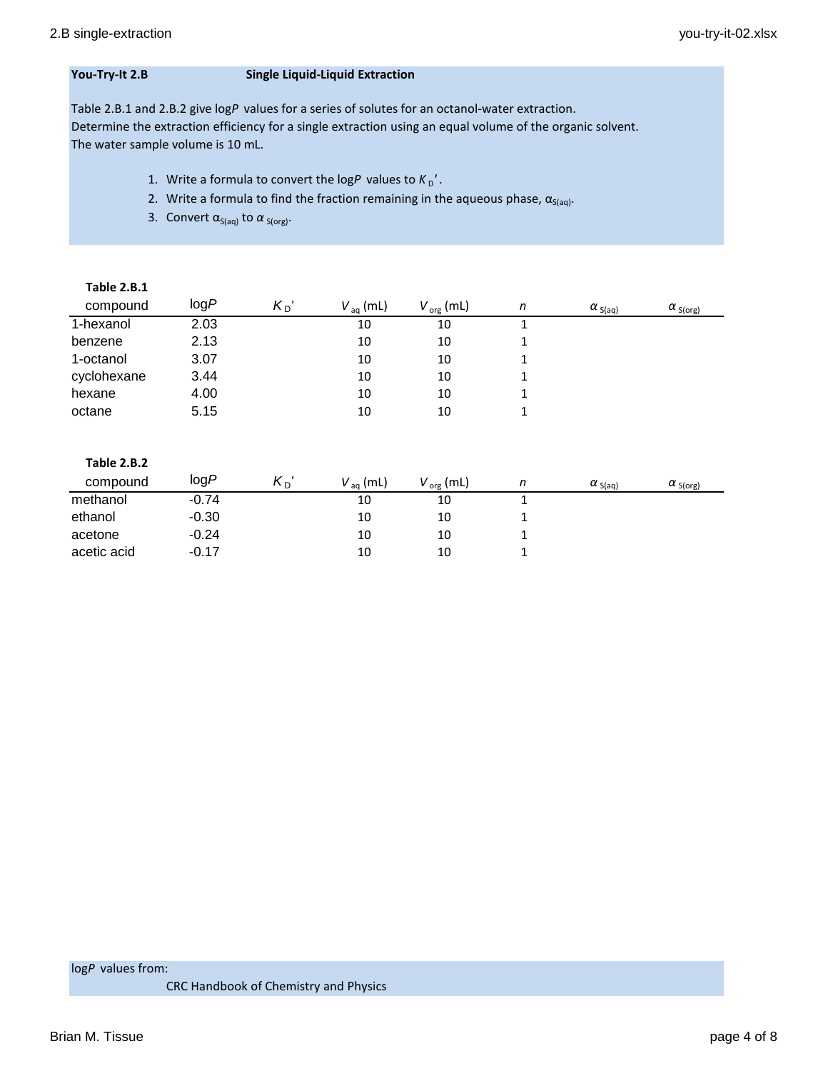**You-Try-It 2.B** **Single Liquid-Liquid Extraction**

Table 2.B.1 and 2.B.2 give log$P$ values for a series of solutes for an octanol-water extraction.
Determine the extraction efficiency for a single extraction using an equal volume of the organic solvent.
The water sample volume is 10 mL.

1. Write a formula to convert the log$P$ values to $K_D'$.
2. Write a formula to find the fraction remaining in the aqueous phase, $\alpha_{S(aq)}$.
3. Convert $\alpha_{S(aq)}$ to $\alpha_{S(org)}$.

**Table 2.B.1**

| compound | log$P$ | $K_D'$ | $V_{aq}$ (mL) | $V_{org}$ (mL) | $n$ | $\alpha_{S(aq)}$ | $\alpha_{S(org)}$ |
|---|---|---|---|---|---|---|---|
| 1-hexanol | 2.03 | | 10 | 10 | 1 | | |
| benzene | 2.13 | | 10 | 10 | 1 | | |
| 1-octanol | 3.07 | | 10 | 10 | 1 | | |
| cyclohexane | 3.44 | | 10 | 10 | 1 | | |
| hexane | 4.00 | | 10 | 10 | 1 | | |
| octane | 5.15 | | 10 | 10 | 1 | | |

**Table 2.B.2**

| compound | log$P$ | $K_D'$ | $V_{aq}$ (mL) | $V_{org}$ (mL) | $n$ | $\alpha_{S(aq)}$ | $\alpha_{S(org)}$ |
|---|---|---|---|---|---|---|---|
| methanol | -0.74 | | 10 | 10 | 1 | | |
| ethanol | -0.30 | | 10 | 10 | 1 | | |
| acetone | -0.24 | | 10 | 10 | 1 | | |
| acetic acid | -0.17 | | 10 | 10 | 1 | | |

log$P$ values from:
CRC Handbook of Chemistry and Physics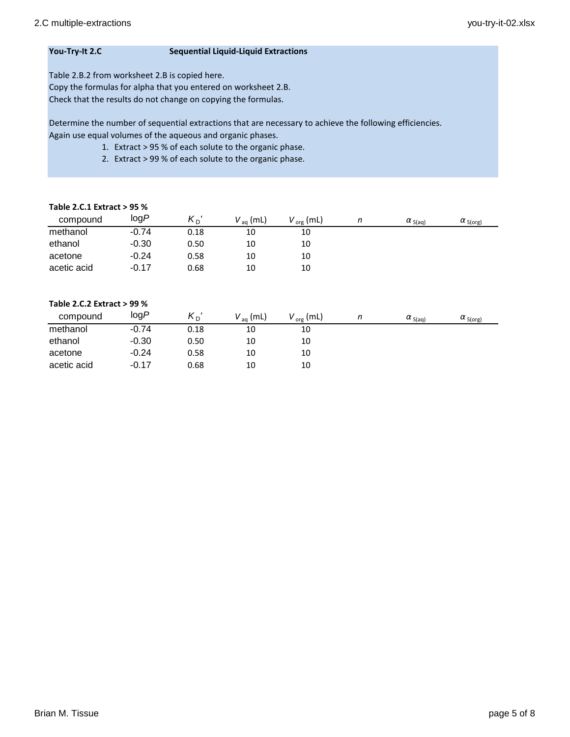**You-Try-It 2.C** **Sequential Liquid-Liquid Extractions**

Table 2.B.2 from worksheet 2.B is copied here.
Copy the formulas for alpha that you entered on worksheet 2.B.
Check that the results do not change on copying the formulas.

Determine the number of sequential extractions that are necessary to achieve the following efficiencies.
Again use equal volumes of the aqueous and organic phases.

1. Extract > 95 % of each solute to the organic phase.
2. Extract > 99 % of each solute to the organic phase.

**Table 2.C.1 Extract > 95 %**

| compound | log*P* | $K_D'$ | $V_{aq}$ (mL) | $V_{org}$ (mL) | *n* | $\alpha_{S(aq)}$ | $\alpha_{S(org)}$ |
|---|---|---|---|---|---|---|---|
| methanol | -0.74 | 0.18 | 10 | 10 | | | |
| ethanol | -0.30 | 0.50 | 10 | 10 | | | |
| acetone | -0.24 | 0.58 | 10 | 10 | | | |
| acetic acid | -0.17 | 0.68 | 10 | 10 | | | |

**Table 2.C.2 Extract > 99 %**

| compound | log*P* | $K_D'$ | $V_{aq}$ (mL) | $V_{org}$ (mL) | *n* | $\alpha_{S(aq)}$ | $\alpha_{S(org)}$ |
|---|---|---|---|---|---|---|---|
| methanol | -0.74 | 0.18 | 10 | 10 | | | |
| ethanol | -0.30 | 0.50 | 10 | 10 | | | |
| acetone | -0.24 | 0.58 | 10 | 10 | | | |
| acetic acid | -0.17 | 0.68 | 10 | 10 | | | |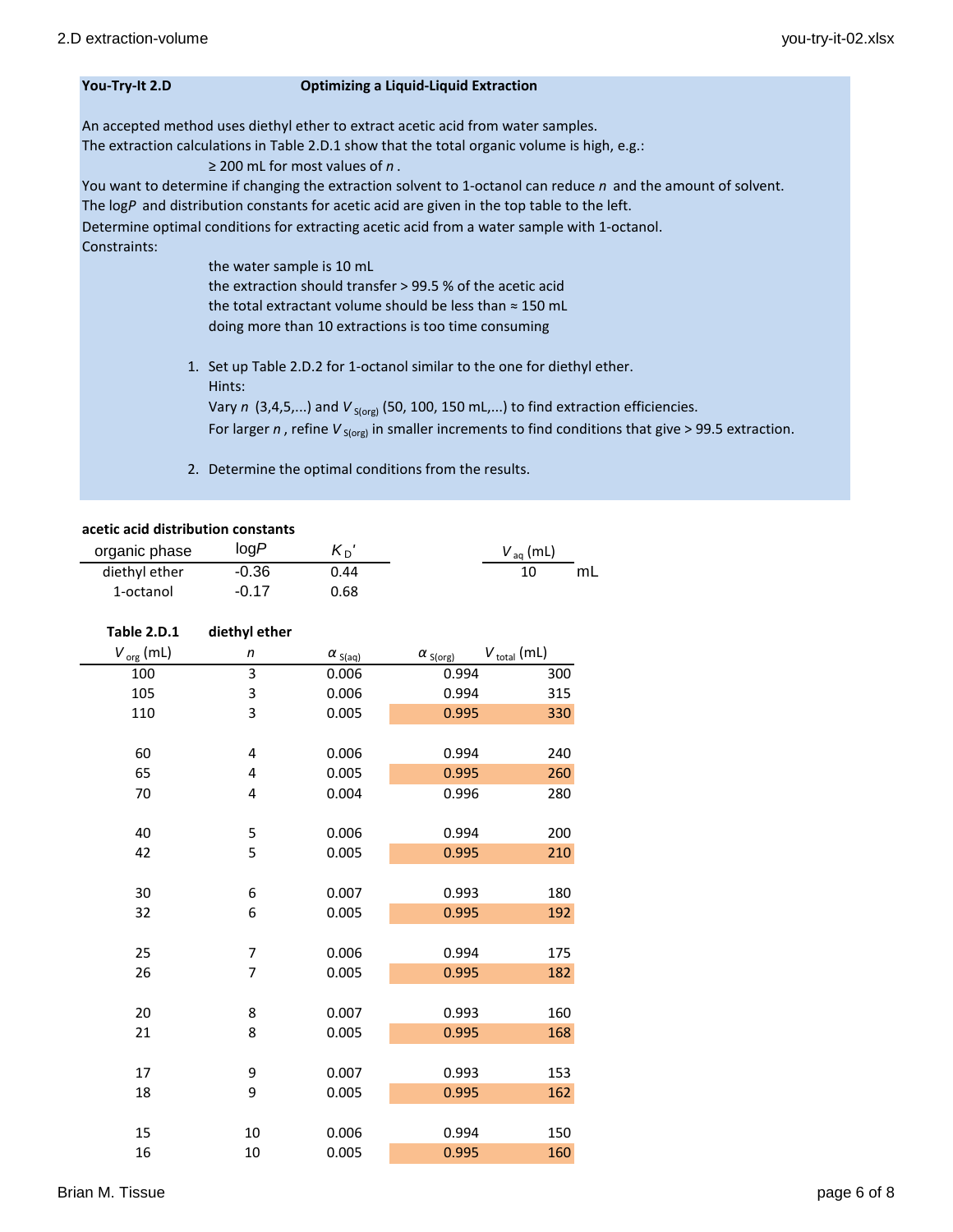**You-Try-It 2.D** **Optimizing a Liquid-Liquid Extraction**

An accepted method uses diethyl ether to extract acetic acid from water samples.
The extraction calculations in Table 2.D.1 show that the total organic volume is high, e.g.:

≥ 200 mL for most values of *n* .

You want to determine if changing the extraction solvent to 1-octanol can reduce *n* and the amount of solvent.
The log*P* and distribution constants for acetic acid are given in the top table to the left.
Determine optimal conditions for extracting acetic acid from a water sample with 1-octanol.
Constraints:

- the water sample is 10 mL
- the extraction should transfer > 99.5 % of the acetic acid
- the total extractant volume should be less than ≈ 150 mL
- doing more than 10 extractions is too time consuming

1. Set up Table 2.D.2 for 1-octanol similar to the one for diethyl ether.
   Hints:
   Vary *n* (3,4,5,...) and $V_{S(org)}$ (50, 100, 150 mL,...) to find extraction efficiencies.
   For larger *n* , refine $V_{S(org)}$ in smaller increments to find conditions that give > 99.5 extraction.

2. Determine the optimal conditions from the results.

**acetic acid distribution constants**

| organic phase | log*P* | $K_D'$ |
|---|---|---|
| diethyl ether | -0.36 | 0.44 |
| 1-octanol | -0.17 | 0.68 |

| $V_{aq}$ (mL) | |
|---|---|
| 10 | mL |

**Table 2.D.1** **diethyl ether**

| $V_{org}$ (mL) | *n* | $\alpha_{S(aq)}$ | $\alpha_{S(org)}$ | $V_{total}$ (mL) |
|---|---|---|---|---|
| 100 | 3 | 0.006 | 0.994 | 300 |
| 105 | 3 | 0.006 | 0.994 | 315 |
| 110 | 3 | 0.005 | 0.995 | 330 |
| | | | | |
| 60 | 4 | 0.006 | 0.994 | 240 |
| 65 | 4 | 0.005 | 0.995 | 260 |
| 70 | 4 | 0.004 | 0.996 | 280 |
| | | | | |
| 40 | 5 | 0.006 | 0.994 | 200 |
| 42 | 5 | 0.005 | 0.995 | 210 |
| | | | | |
| 30 | 6 | 0.007 | 0.993 | 180 |
| 32 | 6 | 0.005 | 0.995 | 192 |
| | | | | |
| 25 | 7 | 0.006 | 0.994 | 175 |
| 26 | 7 | 0.005 | 0.995 | 182 |
| | | | | |
| 20 | 8 | 0.007 | 0.993 | 160 |
| 21 | 8 | 0.005 | 0.995 | 168 |
| | | | | |
| 17 | 9 | 0.007 | 0.993 | 153 |
| 18 | 9 | 0.005 | 0.995 | 162 |
| | | | | |
| 15 | 10 | 0.006 | 0.994 | 150 |
| 16 | 10 | 0.005 | 0.995 | 160 |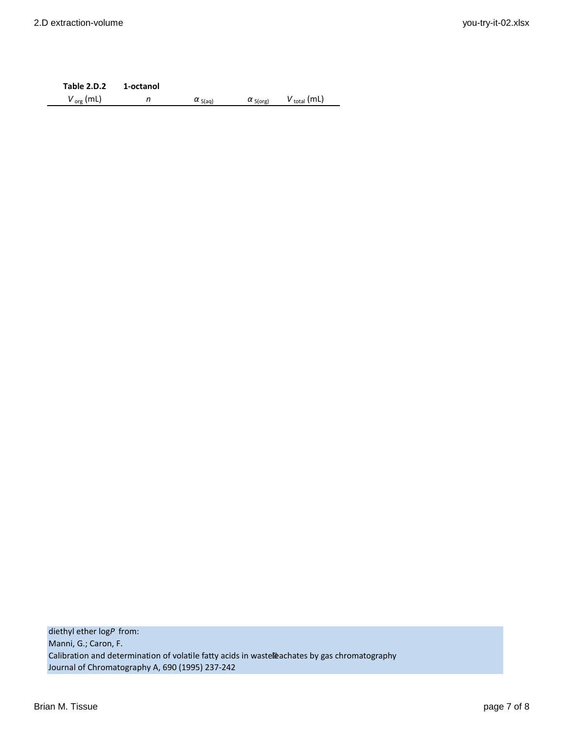| **Table 2.D.2** | **1-octanol** | | | |
|---|---|---|---|---|
| $V_{org}$ (mL) | $n$ | $\alpha_{S(aq)}$ | $\alpha_{S(org)}$ | $V_{total}$ (mL) |

diethyl ether log*P* from:
Manni, G.; Caron, F.
Calibration and determination of volatile fatty acids in waste leachates by gas chromatography
Journal of Chromatography A, 690 (1995) 237-242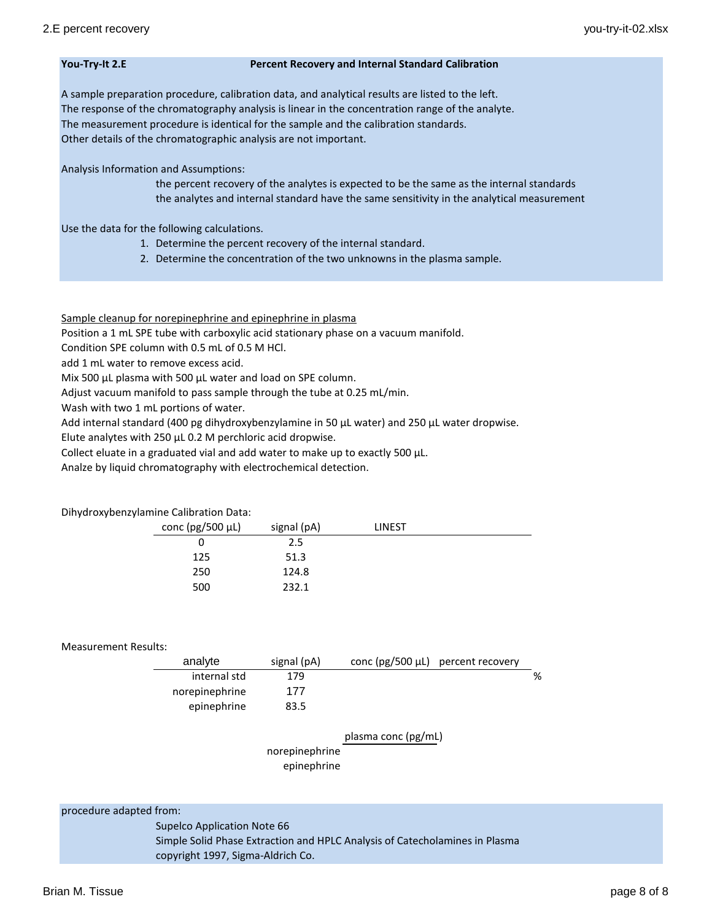**You-Try-It 2.E** **Percent Recovery and Internal Standard Calibration**

A sample preparation procedure, calibration data, and analytical results are listed to the left.
The response of the chromatography analysis is linear in the concentration range of the analyte.
The measurement procedure is identical for the sample and the calibration standards.
Other details of the chromatographic analysis are not important.

Analysis Information and Assumptions:

the percent recovery of the analytes is expected to be the same as the internal standards
the analytes and internal standard have the same sensitivity in the analytical measurement

Use the data for the following calculations.

1. Determine the percent recovery of the internal standard.
2. Determine the concentration of the two unknowns in the plasma sample.

<u>Sample cleanup for norepinephrine and epinephrine in plasma</u>

Position a 1 mL SPE tube with carboxylic acid stationary phase on a vacuum manifold.
Condition SPE column with 0.5 mL of 0.5 M HCl.
add 1 mL water to remove excess acid.
Mix 500 µL plasma with 500 µL water and load on SPE column.
Adjust vacuum manifold to pass sample through the tube at 0.25 mL/min.
Wash with two 1 mL portions of water.
Add internal standard (400 pg dihydroxybenzylamine in 50 µL water) and 250 µL water dropwise.
Elute analytes with 250 µL 0.2 M perchloric acid dropwise.
Collect eluate in a graduated vial and add water to make up to exactly 500 µL.
Analze by liquid chromatography with electrochemical detection.

Dihydroxybenzylamine Calibration Data:

| conc (pg/500 µL) | signal (pA) | LINEST |
|---|---|---|
| 0 | 2.5 | |
| 125 | 51.3 | |
| 250 | 124.8 | |
| 500 | 232.1 | |

Measurement Results:

| analyte | signal (pA) | conc (pg/500 µL) | percent recovery | |
|---|---|---|---|---|
| internal std | 179 | | | % |
| norepinephrine | 177 | | | |
| epinephrine | 83.5 | | | |

| | plasma conc (pg/mL) |
|---|---|
| norepinephrine | |
| epinephrine | |

procedure adapted from:

Supelco Application Note 66
Simple Solid Phase Extraction and HPLC Analysis of Catecholamines in Plasma
copyright 1997, Sigma-Aldrich Co.